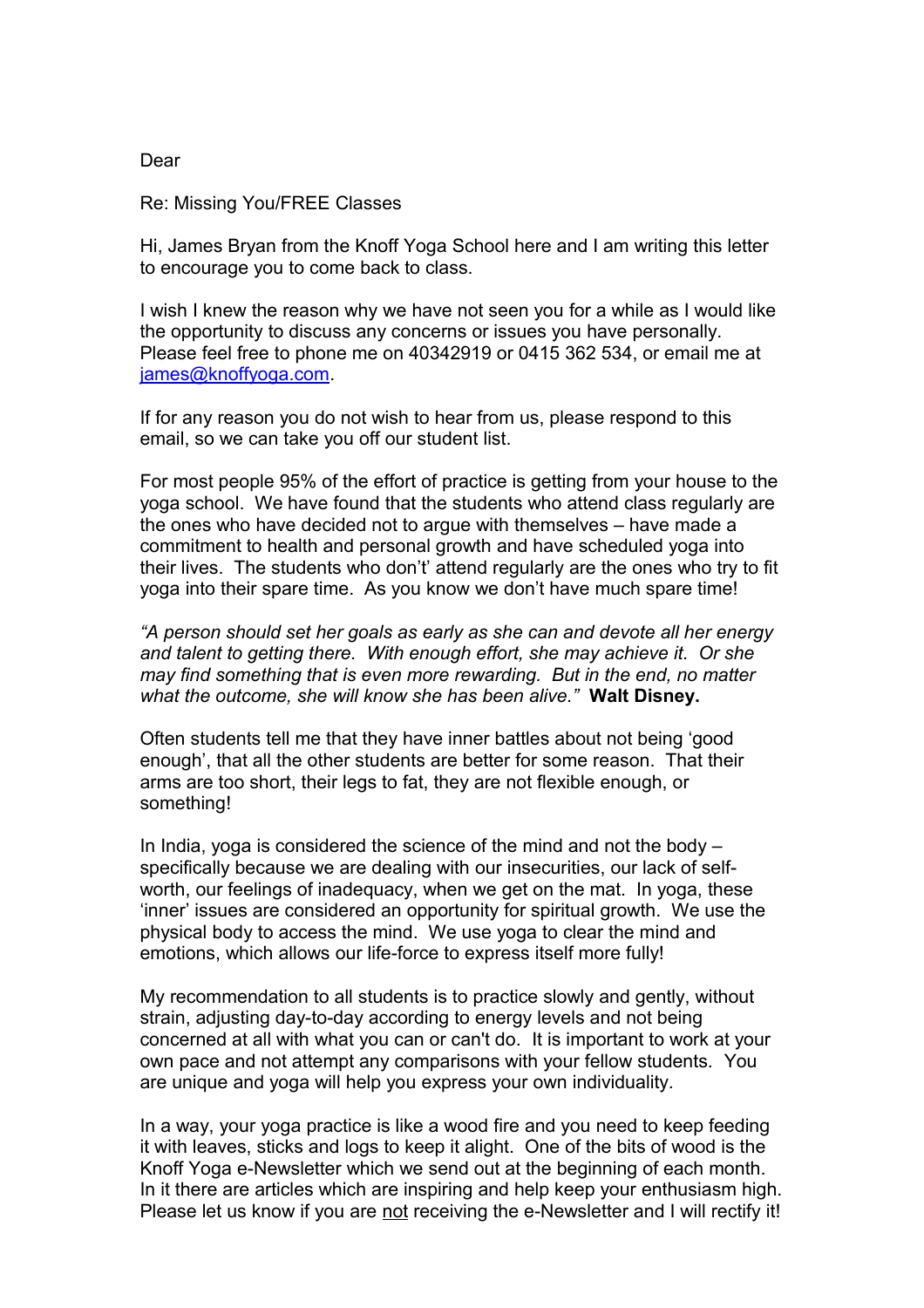Dear

Re: Missing You/FREE Classes

Hi, James Bryan from the Knoff Yoga School here and I am writing this letter to encourage you to come back to class.

I wish I knew the reason why we have not seen you for a while as I would like the opportunity to discuss any concerns or issues you have personally. Please feel free to phone me on 40342919 or 0415 362 534, or email me at james@knoffyoga.com.

If for any reason you do not wish to hear from us, please respond to this email, so we can take you off our student list.

For most people 95% of the effort of practice is getting from your house to the yoga school. We have found that the students who attend class regularly are the ones who have decided not to argue with themselves – have made a commitment to health and personal growth and have scheduled yoga into their lives. The students who don't' attend regularly are the ones who try to fit yoga into their spare time. As you know we don't have much spare time!

*"A person should set her goals as early as she can and devote all her energy and talent to getting there. With enough effort, she may achieve it. Or she may find something that is even more rewarding. But in the end, no matter what the outcome, she will know she has been alive."* **Walt Disney.**

Often students tell me that they have inner battles about not being 'good enough', that all the other students are better for some reason. That their arms are too short, their legs to fat, they are not flexible enough, or something!

In India, yoga is considered the science of the mind and not the body – specifically because we are dealing with our insecurities, our lack of self-worth, our feelings of inadequacy, when we get on the mat. In yoga, these 'inner' issues are considered an opportunity for spiritual growth. We use the physical body to access the mind. We use yoga to clear the mind and emotions, which allows our life-force to express itself more fully!

My recommendation to all students is to practice slowly and gently, without strain, adjusting day-to-day according to energy levels and not being concerned at all with what you can or can't do. It is important to work at your own pace and not attempt any comparisons with your fellow students. You are unique and yoga will help you express your own individuality.

In a way, your yoga practice is like a wood fire and you need to keep feeding it with leaves, sticks and logs to keep it alight. One of the bits of wood is the Knoff Yoga e-Newsletter which we send out at the beginning of each month. In it there are articles which are inspiring and help keep your enthusiasm high. Please let us know if you are <u>not</u> receiving the e-Newsletter and I will rectify it!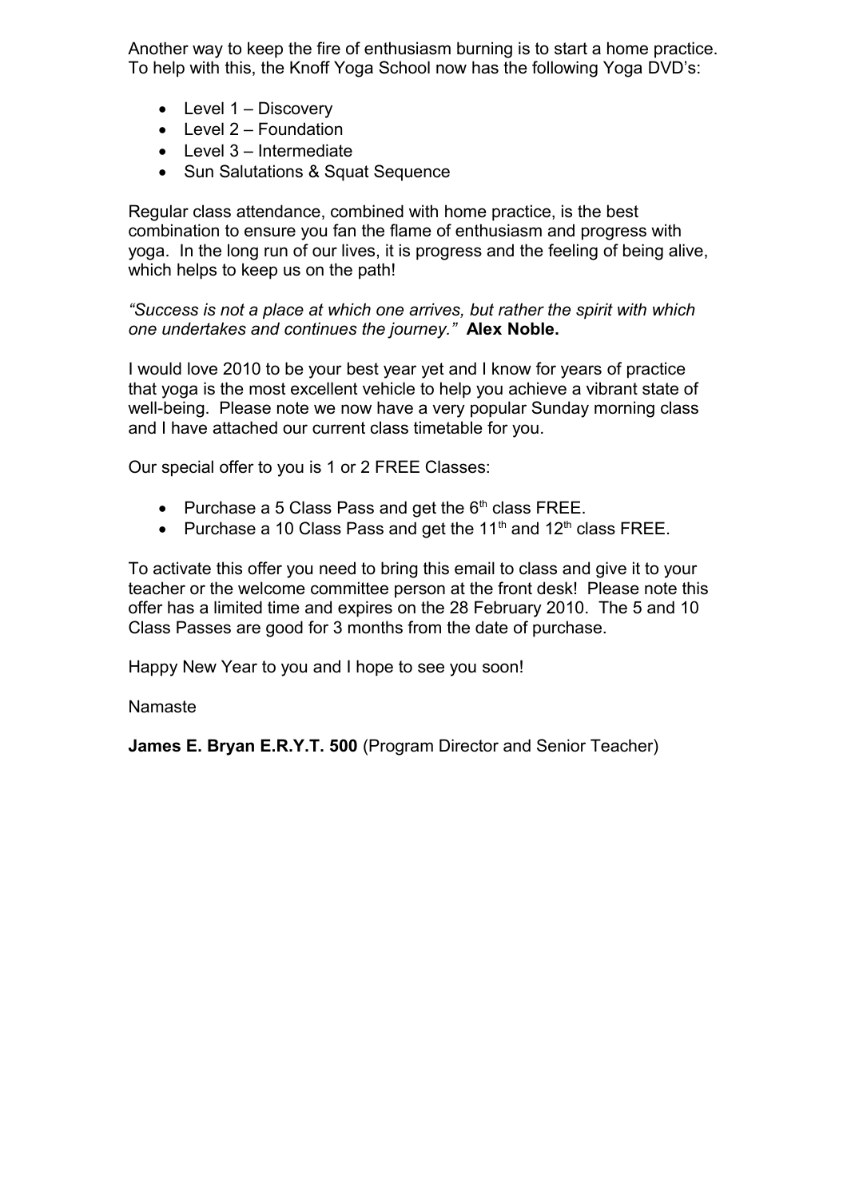Another way to keep the fire of enthusiasm burning is to start a home practice. To help with this, the Knoff Yoga School now has the following Yoga DVD's:

- Level 1 – Discovery
- Level 2 – Foundation
- Level 3 – Intermediate
- Sun Salutations & Squat Sequence

Regular class attendance, combined with home practice, is the best combination to ensure you fan the flame of enthusiasm and progress with yoga. In the long run of our lives, it is progress and the feeling of being alive, which helps to keep us on the path!

*"Success is not a place at which one arrives, but rather the spirit with which one undertakes and continues the journey."* **Alex Noble.**

I would love 2010 to be your best year yet and I know for years of practice that yoga is the most excellent vehicle to help you achieve a vibrant state of well-being. Please note we now have a very popular Sunday morning class and I have attached our current class timetable for you.

Our special offer to you is 1 or 2 FREE Classes:

- Purchase a 5 Class Pass and get the 6th class FREE.
- Purchase a 10 Class Pass and get the 11th and 12th class FREE.

To activate this offer you need to bring this email to class and give it to your teacher or the welcome committee person at the front desk! Please note this offer has a limited time and expires on the 28 February 2010. The 5 and 10 Class Passes are good for 3 months from the date of purchase.

Happy New Year to you and I hope to see you soon!

Namaste

**James E. Bryan E.R.Y.T. 500** (Program Director and Senior Teacher)